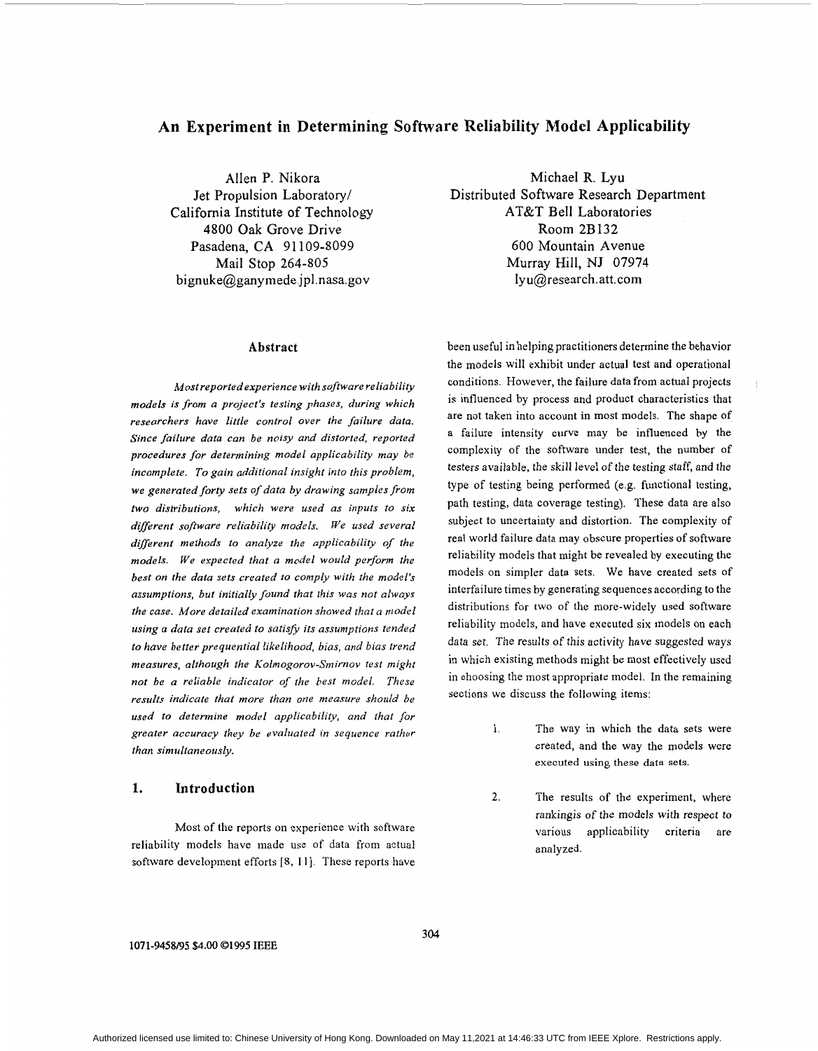# An Experiment in Determining Software Reliability Model Applicability

Allen P. Nikora
Jet Propulsion Laboratory/
California Institute of Technology
4800 Oak Grove Drive
Pasadena, CA 91109-8099
Mail Stop 264-805
bignuke@ganymede.jpl.nasa.gov

Michael R. Lyu
Distributed Software Research Department
AT&T Bell Laboratories
Room 2B132
600 Mountain Avenue
Murray Hill, NJ 07974
lyu@research.att.com

## Abstract

*Most reported experience with software reliability models is from a project's testing phases, during which researchers have little control over the failure data. Since failure data can be noisy and distorted, reported procedures for determining model applicability may be incomplete. To gain additional insight into this problem, we generated forty sets of data by drawing samples from two distributions, which were used as inputs to six different software reliability models. We used several different methods to analyze the applicability of the models. We expected that a model would perform the best on the data sets created to comply with the model's assumptions, but initially found that this was not always the case. More detailed examination showed that a model using a data set created to satisfy its assumptions tended to have better prequential likelihood, bias, and bias trend measures, although the Kolmogorov-Smirnov test might not be a reliable indicator of the best model. These results indicate that more than one measure should be used to determine model applicability, and that for greater accuracy they be evaluated in sequence rather than simultaneously.*

## 1. Introduction

Most of the reports on experience with software reliability models have made use of data from actual software development efforts [8, 11]. These reports have been useful in helping practitioners determine the behavior the models will exhibit under actual test and operational conditions. However, the failure data from actual projects is influenced by process and product characteristics that are not taken into account in most models. The shape of a failure intensity curve may be influenced by the complexity of the software under test, the number of testers available, the skill level of the testing staff, and the type of testing being performed (e.g. functional testing, path testing, data coverage testing). These data are also subject to uncertainty and distortion. The complexity of real world failure data may obscure properties of software reliability models that might be revealed by executing the models on simpler data sets. We have created sets of interfailure times by generating sequences according to the distributions for two of the more-widely used software reliability models, and have executed six models on each data set. The results of this activity have suggested ways in which existing methods might be most effectively used in choosing the most appropriate model. In the remaining sections we discuss the following items:

1. The way in which the data sets were created, and the way the models were executed using these data sets.
2. The results of the experiment, where rankingis of the models with respect to various applicability criteria are analyzed.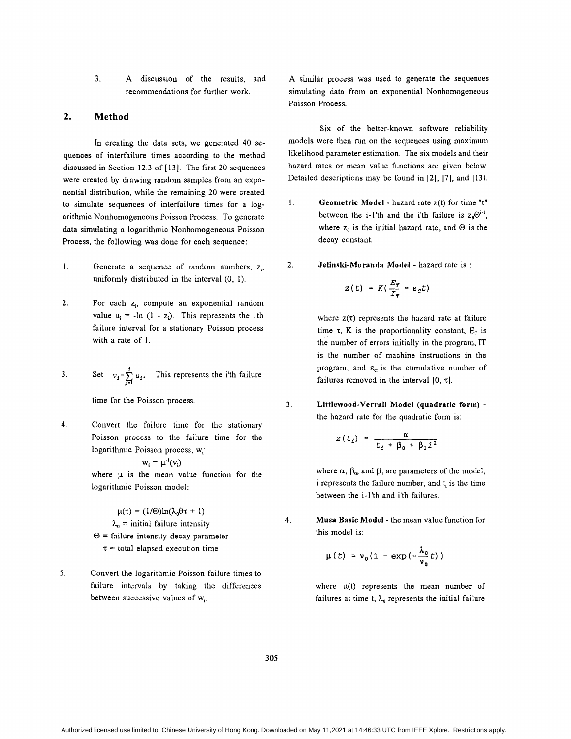3. A discussion of the results, and recommendations for further work.

## 2. Method

In creating the data sets, we generated 40 sequences of interfailure times according to the method discussed in Section 12.3 of [13]. The first 20 sequences were created by drawing random samples from an exponential distribution, while the remaining 20 were created to simulate sequences of interfailure times for a logarithmic Nonhomogeneous Poisson Process. To generate data simulating a logarithmic Nonhomogeneous Poisson Process, the following was done for each sequence:

1. Generate a sequence of random numbers, $z_i$, uniformly distributed in the interval (0, 1).

2. For each $z_i$, compute an exponential random value $u_i = -\ln(1 - z_i)$. This represents the i'th failure interval for a stationary Poisson process with a rate of 1.

3. Set $v_i = \sum_{j=1}^{i} u_j$. This represents the i'th failure time for the Poisson process.

4. Convert the failure time for the stationary Poisson process to the failure time for the logarithmic Poisson process, $w_i$:

   $$w_i = \mu^{-1}(v_i)$$

   where $\mu$ is the mean value function for the logarithmic Poisson model:

   $$\mu(\tau) = (1/\Theta)\ln(\lambda_0\theta\tau + 1)$$

   $\lambda_0$ = initial failure intensity
   $\Theta$ = failure intensity decay parameter
   $\tau$ = total elapsed execution time

5. Convert the logarithmic Poisson failure times to failure intervals by taking the differences between successive values of $w_i$.

A similar process was used to generate the sequences simulating data from an exponential Nonhomogeneous Poisson Process.

Six of the better-known software reliability models were then run on the sequences using maximum likelihood parameter estimation. The six models and their hazard rates or mean value functions are given below. Detailed descriptions may be found in [2], [7], and [13].

1. **Geometric Model** - hazard rate z(t) for time "t" between the i-1'th and the i'th failure is $z_0\Theta^{i-1}$, where $z_0$ is the initial hazard rate, and $\Theta$ is the decay constant.

2. **Jelinski-Moranda Model** - hazard rate is :

   $$z(t) = K\left(\frac{E_T}{I_T} - \varepsilon_C t\right)$$

   where $z(\tau)$ represents the hazard rate at failure time $\tau$, K is the proportionality constant, $E_T$ is the number of errors initially in the program, IT is the number of machine instructions in the program, and $\varepsilon_C$ is the cumulative number of failures removed in the interval $[0, \tau]$.

3. **Littlewood-Verrall Model (quadratic form)** - the hazard rate for the quadratic form is:

   $$z(t_i) = \frac{\alpha}{t_i + \beta_0 + \beta_1 i^2}$$

   where $\alpha$, $\beta_0$, and $\beta_1$ are parameters of the model, i represents the failure number, and $t_i$ is the time between the i-1'th and i'th failures.

4. **Musa Basic Model** - the mean value function for this model is:

   $$\mu(t) = \nu_0\left(1 - \exp\left(-\frac{\lambda_0}{\nu_0}t\right)\right)$$

   where $\mu(t)$ represents the mean number of failures at time t, $\lambda_0$ represents the initial failure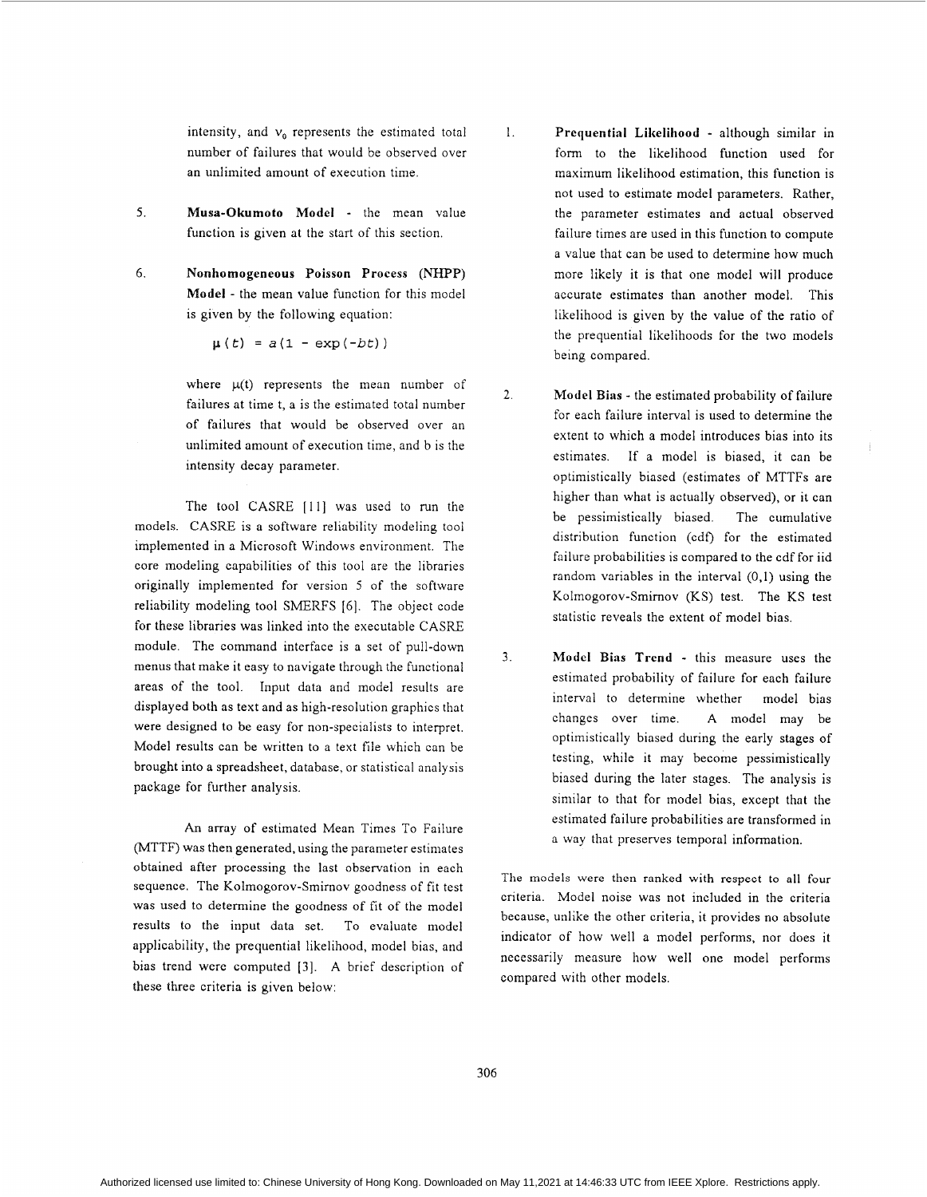intensity, and $v_0$ represents the estimated total number of failures that would be observed over an unlimited amount of execution time.

5. **Musa-Okumoto Model** - the mean value function is given at the start of this section.

6. **Nonhomogeneous Poisson Process (NHPP) Model** - the mean value function for this model is given by the following equation:

$$\mu(t) = a(1 - \exp(-bt))$$

where $\mu(t)$ represents the mean number of failures at time t, a is the estimated total number of failures that would be observed over an unlimited amount of execution time, and b is the intensity decay parameter.

The tool CASRE [11] was used to run the models. CASRE is a software reliability modeling tool implemented in a Microsoft Windows environment. The core modeling capabilities of this tool are the libraries originally implemented for version 5 of the software reliability modeling tool SMERFS [6]. The object code for these libraries was linked into the executable CASRE module. The command interface is a set of pull-down menus that make it easy to navigate through the functional areas of the tool. Input data and model results are displayed both as text and as high-resolution graphics that were designed to be easy for non-specialists to interpret. Model results can be written to a text file which can be brought into a spreadsheet, database, or statistical analysis package for further analysis.

An array of estimated Mean Times To Failure (MTTF) was then generated, using the parameter estimates obtained after processing the last observation in each sequence. The Kolmogorov-Smirnov goodness of fit test was used to determine the goodness of fit of the model results to the input data set. To evaluate model applicability, the prequential likelihood, model bias, and bias trend were computed [3]. A brief description of these three criteria is given below:

1. **Prequential Likelihood** - although similar in form to the likelihood function used for maximum likelihood estimation, this function is not used to estimate model parameters. Rather, the parameter estimates and actual observed failure times are used in this function to compute a value that can be used to determine how much more likely it is that one model will produce accurate estimates than another model. This likelihood is given by the value of the ratio of the prequential likelihoods for the two models being compared.

2. **Model Bias** - the estimated probability of failure for each failure interval is used to determine the extent to which a model introduces bias into its estimates. If a model is biased, it can be optimistically biased (estimates of MTTFs are higher than what is actually observed), or it can be pessimistically biased. The cumulative distribution function (cdf) for the estimated failure probabilities is compared to the cdf for iid random variables in the interval (0,1) using the Kolmogorov-Smirnov (KS) test. The KS test statistic reveals the extent of model bias.

3. **Model Bias Trend** - this measure uses the estimated probability of failure for each failure interval to determine whether model bias changes over time. A model may be optimistically biased during the early stages of testing, while it may become pessimistically biased during the later stages. The analysis is similar to that for model bias, except that the estimated failure probabilities are transformed in a way that preserves temporal information.

The models were then ranked with respect to all four criteria. Model noise was not included in the criteria because, unlike the other criteria, it provides no absolute indicator of how well a model performs, nor does it necessarily measure how well one model performs compared with other models.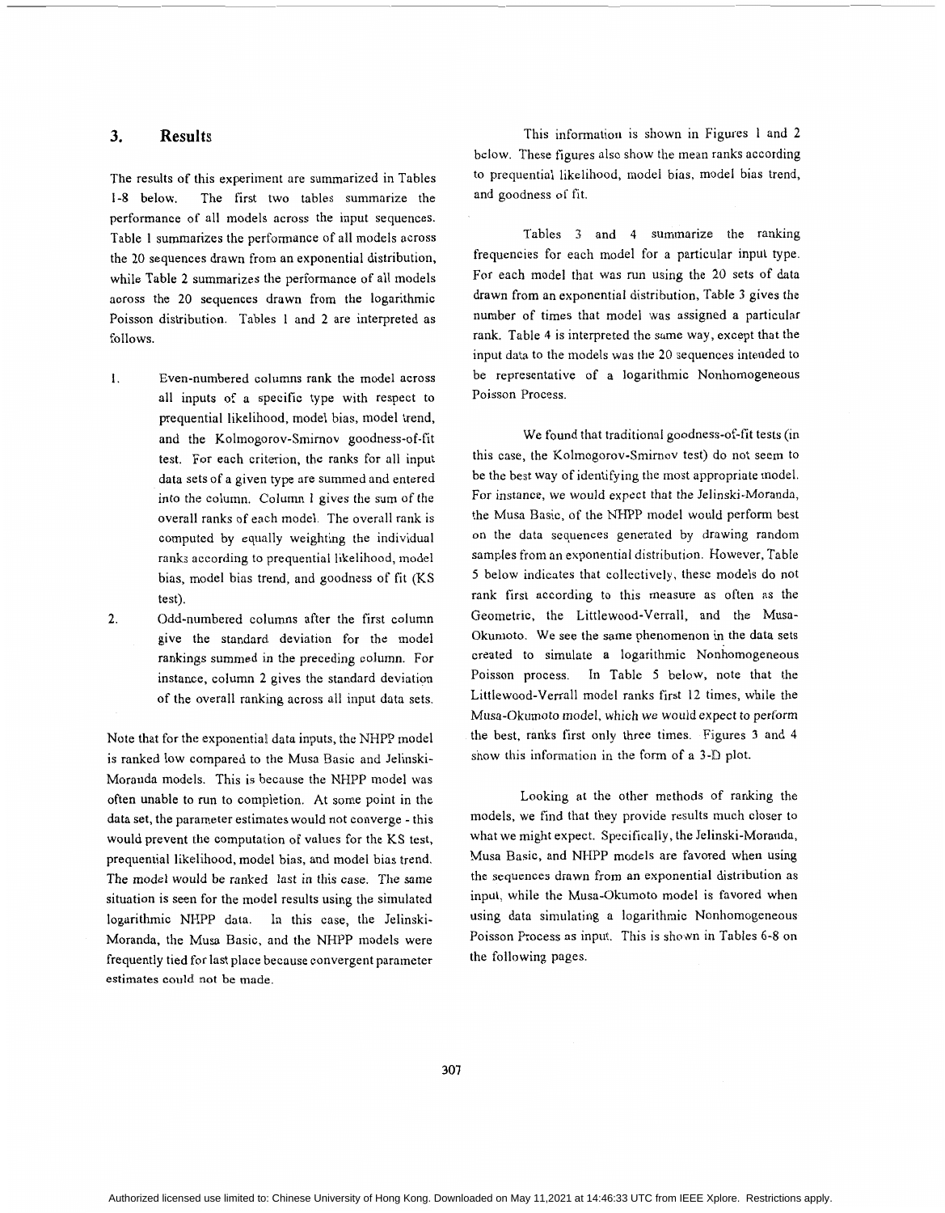## 3. Results

The results of this experiment are summarized in Tables 1-8 below. The first two tables summarize the performance of all models across the input sequences. Table 1 summarizes the performance of all models across the 20 sequences drawn from an exponential distribution, while Table 2 summarizes the performance of all models across the 20 sequences drawn from the logarithmic Poisson distribution. Tables 1 and 2 are interpreted as follows.

1. Even-numbered columns rank the model across all inputs of a specific type with respect to prequential likelihood, model bias, model trend, and the Kolmogorov-Smirnov goodness-of-fit test. For each criterion, the ranks for all input data sets of a given type are summed and entered into the column. Column 1 gives the sum of the overall ranks of each model. The overall rank is computed by equally weighting the individual ranks according to prequential likelihood, model bias, model bias trend, and goodness of fit (KS test).
2. Odd-numbered columns after the first column give the standard deviation for the model rankings summed in the preceding column. For instance, column 2 gives the standard deviation of the overall ranking across all input data sets.

Note that for the exponential data inputs, the NHPP model is ranked low compared to the Musa Basic and Jelinski-Moranda models. This is because the NHPP model was often unable to run to completion. At some point in the data set, the parameter estimates would not converge - this would prevent the computation of values for the KS test, prequential likelihood, model bias, and model bias trend. The model would be ranked last in this case. The same situation is seen for the model results using the simulated logarithmic NHPP data. In this case, the Jelinski-Moranda, the Musa Basic, and the NHPP models were frequently tied for last place because convergent parameter estimates could not be made.

This information is shown in Figures 1 and 2 below. These figures also show the mean ranks according to prequential likelihood, model bias, model bias trend, and goodness of fit.

Tables 3 and 4 summarize the ranking frequencies for each model for a particular input type. For each model that was run using the 20 sets of data drawn from an exponential distribution, Table 3 gives the number of times that model was assigned a particular rank. Table 4 is interpreted the same way, except that the input data to the models was the 20 sequences intended to be representative of a logarithmic Nonhomogeneous Poisson Process.

We found that traditional goodness-of-fit tests (in this case, the Kolmogorov-Smirnov test) do not seem to be the best way of identifying the most appropriate model. For instance, we would expect that the Jelinski-Moranda, the Musa Basic, of the NHPP model would perform best on the data sequences generated by drawing random samples from an exponential distribution. However, Table 5 below indicates that collectively, these models do not rank first according to this measure as often as the Geometric, the Littlewood-Verrall, and the Musa-Okumoto. We see the same phenomenon in the data sets created to simulate a logarithmic Nonhomogeneous Poisson process. In Table 5 below, note that the Littlewood-Verrall model ranks first 12 times, while the Musa-Okumoto model, which we would expect to perform the best, ranks first only three times. Figures 3 and 4 show this information in the form of a 3-D plot.

Looking at the other methods of ranking the models, we find that they provide results much closer to what we might expect. Specifically, the Jelinski-Moranda, Musa Basic, and NHPP models are favored when using the sequences drawn from an exponential distribution as input, while the Musa-Okumoto model is favored when using data simulating a logarithmic Nonhomogeneous Poisson Process as input. This is shown in Tables 6-8 on the following pages.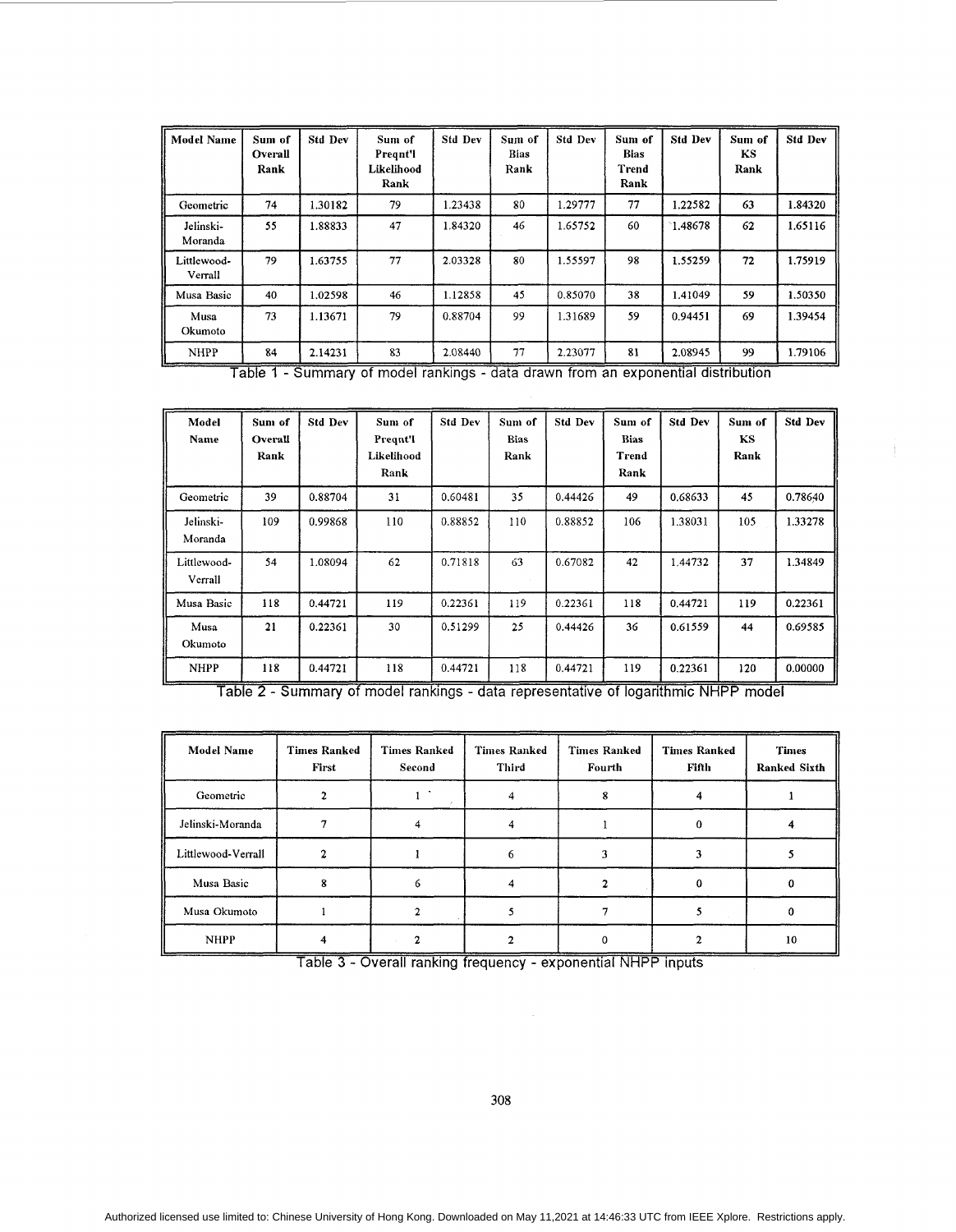| Model Name | Sum of Overall Rank | Std Dev | Sum of Preqnt'l Likelihood Rank | Std Dev | Sum of Bias Rank | Std Dev | Sum of Bias Trend Rank | Std Dev | Sum of KS Rank | Std Dev |
|---|---|---|---|---|---|---|---|---|---|---|
| Geometric | 74 | 1.30182 | 79 | 1.23438 | 80 | 1.29777 | 77 | 1.22582 | 63 | 1.84320 |
| Jelinski-Moranda | 55 | 1.88833 | 47 | 1.84320 | 46 | 1.65752 | 60 | 1.48678 | 62 | 1.65116 |
| Littlewood-Verrall | 79 | 1.63755 | 77 | 2.03328 | 80 | 1.55597 | 98 | 1.55259 | 72 | 1.75919 |
| Musa Basic | 40 | 1.02598 | 46 | 1.12858 | 45 | 0.85070 | 38 | 1.41049 | 59 | 1.50350 |
| Musa Okumoto | 73 | 1.13671 | 79 | 0.88704 | 99 | 1.31689 | 59 | 0.94451 | 69 | 1.39454 |
| NHPP | 84 | 2.14231 | 83 | 2.08440 | 77 | 2.23077 | 81 | 2.08945 | 99 | 1.79106 |

Table 1 - Summary of model rankings - data drawn from an exponential distribution

| Model Name | Sum of Overall Rank | Std Dev | Sum of Preqnt'l Likelihood Rank | Std Dev | Sum of Bias Rank | Std Dev | Sum of Bias Trend Rank | Std Dev | Sum of KS Rank | Std Dev |
|---|---|---|---|---|---|---|---|---|---|---|
| Geometric | 39 | 0.88704 | 31 | 0.60481 | 35 | 0.44426 | 49 | 0.68633 | 45 | 0.78640 |
| Jelinski-Moranda | 109 | 0.99868 | 110 | 0.88852 | 110 | 0.88852 | 106 | 1.38031 | 105 | 1.33278 |
| Littlewood-Verrall | 54 | 1.08094 | 62 | 0.71818 | 63 | 0.67082 | 42 | 1.44732 | 37 | 1.34849 |
| Musa Basic | 118 | 0.44721 | 119 | 0.22361 | 119 | 0.22361 | 118 | 0.44721 | 119 | 0.22361 |
| Musa Okumoto | 21 | 0.22361 | 30 | 0.51299 | 25 | 0.44426 | 36 | 0.61559 | 44 | 0.69585 |
| NHPP | 118 | 0.44721 | 118 | 0.44721 | 118 | 0.44721 | 119 | 0.22361 | 120 | 0.00000 |

Table 2 - Summary of model rankings - data representative of logarithmic NHPP model

| Model Name | Times Ranked First | Times Ranked Second | Times Ranked Third | Times Ranked Fourth | Times Ranked Fifth | Times Ranked Sixth |
|---|---|---|---|---|---|---|
| Geometric | 2 | 1 | 4 | 8 | 4 | 1 |
| Jelinski-Moranda | 7 | 4 | 4 | 1 | 0 | 4 |
| Littlewood-Verrall | 2 | 1 | 6 | 3 | 3 | 5 |
| Musa Basic | 8 | 6 | 4 | 2 | 0 | 0 |
| Musa Okumoto | 1 | 2 | 5 | 7 | 5 | 0 |
| NHPP | 4 | 2 | 2 | 0 | 2 | 10 |

Table 3 - Overall ranking frequency - exponential NHPP inputs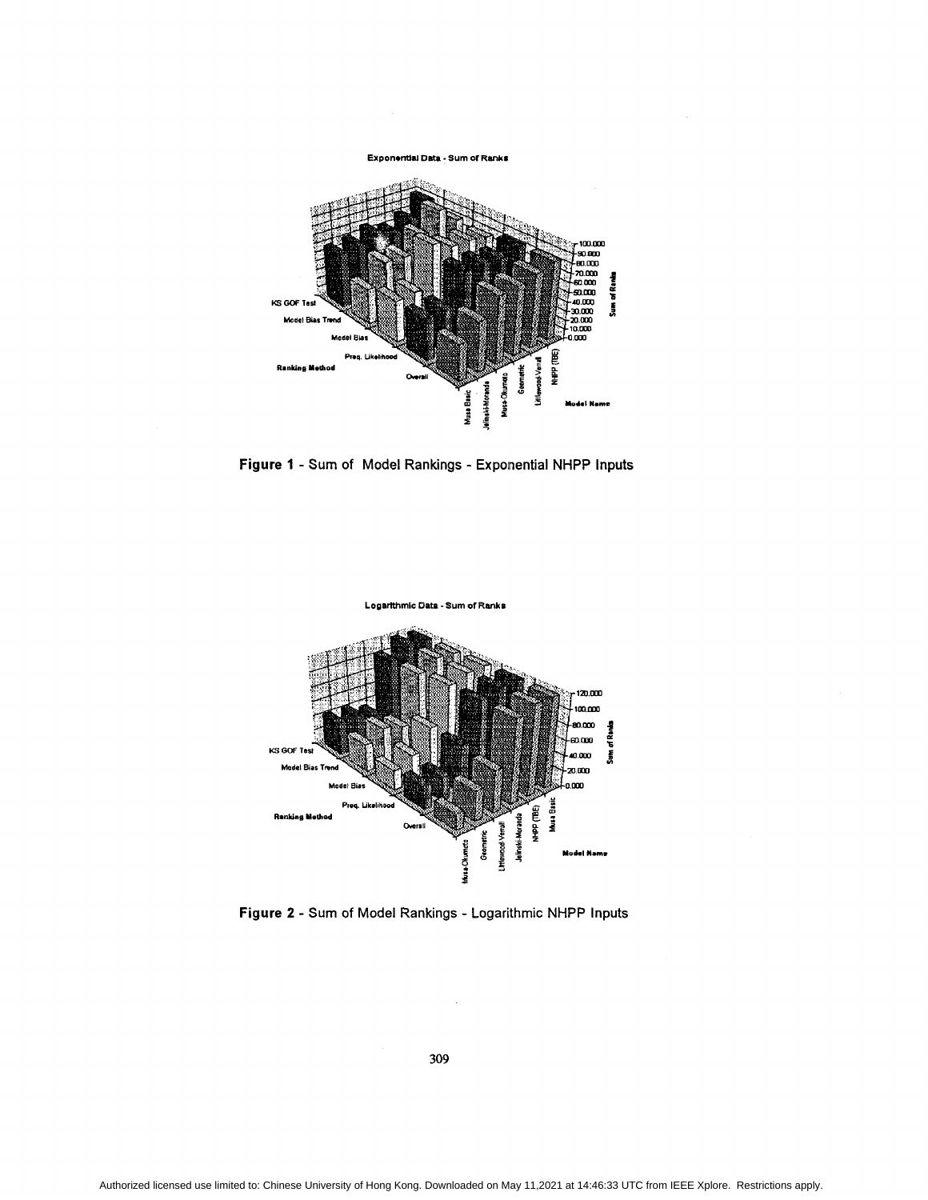Figure 1 - Sum of Model Rankings - Exponential NHPP Inputs

Figure 2 - Sum of Model Rankings - Logarithmic NHPP Inputs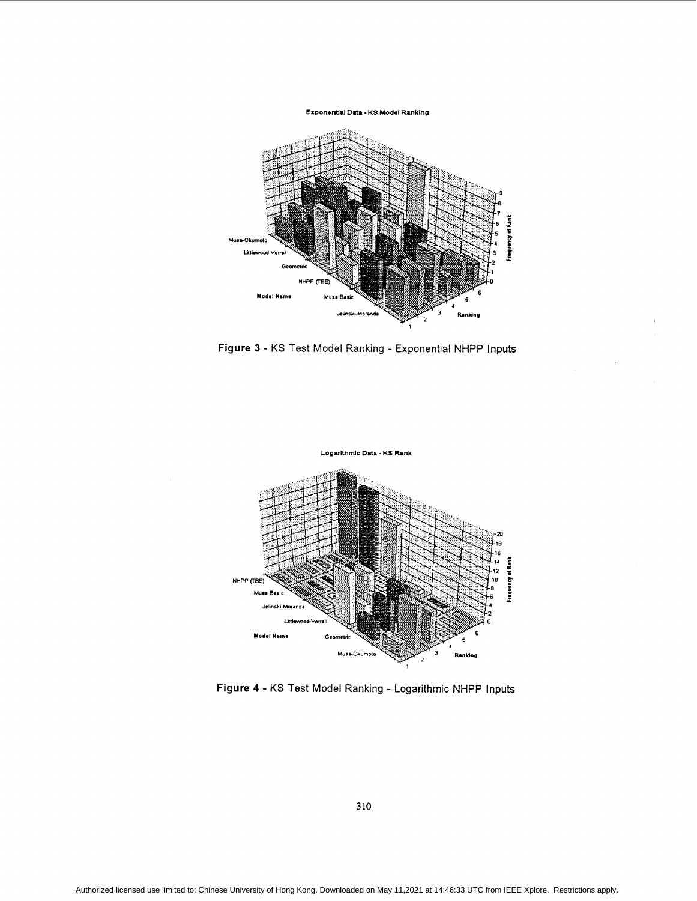Figure 3 - KS Test Model Ranking - Exponential NHPP Inputs

Figure 4 - KS Test Model Ranking - Logarithmic NHPP Inputs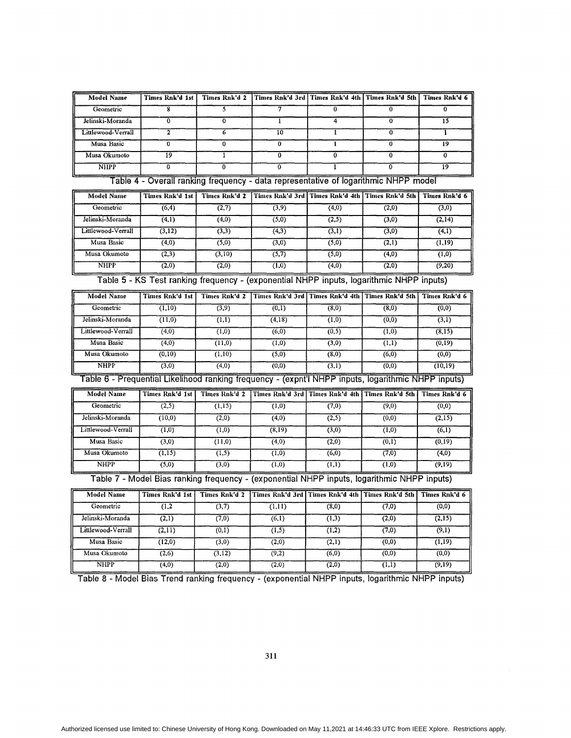| Model Name | Times Rnk'd 1st | Times Rnk'd 2 | Times Rnk'd 3rd | Times Rnk'd 4th | Times Rnk'd 5th | Times Rnk'd 6 |
|---|---|---|---|---|---|---|
| Geometric | 8 | 5 | 7 | 0 | 0 | 0 |
| Jelinski-Moranda | 0 | 0 | 1 | 4 | 0 | 15 |
| Littlewood-Verrall | 2 | 6 | 10 | 1 | 0 | 1 |
| Musa Basic | 0 | 0 | 0 | 1 | 0 | 19 |
| Musa Okumoto | 19 | 1 | 0 | 0 | 0 | 0 |
| NHPP | 0 | 0 | 0 | 1 | 0 | 19 |

Table 4 - Overall ranking frequency - data representative of logarithmic NHPP model

| Model Name | Times Rnk'd 1st | Times Rnk'd 2 | Times Rnk'd 3rd | Times Rnk'd 4th | Times Rnk'd 5th | Times Rnk'd 6 |
|---|---|---|---|---|---|---|
| Geometric | (6,4) | (2,7) | (3,9) | (4,0) | (2,0) | (3,0) |
| Jelinski-Moranda | (4,1) | (4,0) | (5,0) | (2,5) | (3,0) | (2,14) |
| Littlewood-Verrall | (3,12) | (3,3) | (4,3) | (3,1) | (3,0) | (4,1) |
| Musa Basic | (4,0) | (5,0) | (3,0) | (5,0) | (2,1) | (1,19) |
| Musa Okumoto | (2,3) | (3,10) | (5,7) | (5,0) | (4,0) | (1,0) |
| NHPP | (2,0) | (2,0) | (1,0) | (4,0) | (2,0) | (9,20) |

Table 5 - KS Test ranking frequency - (exponential NHPP inputs, logarithmic NHPP inputs)

| Model Name | Times Rnk'd 1st | Times Rnk'd 2 | Times Rnk'd 3rd | Times Rnk'd 4th | Times Rnk'd 5th | Times Rnk'd 6 |
|---|---|---|---|---|---|---|
| Geometric | (1,10) | (3,9) | (0,1) | (8,0) | (8,0) | (0,0) |
| Jelinski-Moranda | (11,0) | (1,1) | (4,18) | (1,0) | (0,0) | (3,1) |
| Littlewood-Verrall | (4,0) | (1,0) | (6,0) | (0,5) | (1,0) | (8,15) |
| Musa Basic | (4,0) | (11,0) | (1,0) | (3,0) | (1,1) | (0,19) |
| Musa Okumoto | (0,10) | (1,10) | (5,0) | (8,0) | (6,0) | (0,0) |
| NHPP | (3,0) | (4,0) | (0,0) | (3,1) | (0,0) | (10,19) |

Table 6 - Prequential Likelihood ranking frequency - (expnt'l NHPP inputs, logarithmic NHPP inputs)

| Model Name | Times Rnk'd 1st | Times Rnk'd 2 | Times Rnk'd 3rd | Times Rnk'd 4th | Times Rnk'd 5th | Times Rnk'd 6 |
|---|---|---|---|---|---|---|
| Geometric | (2,5) | (1,15) | (1,0) | (7,0) | (9,0) | (0,0) |
| Jelinski-Moranda | (10,0) | (2,0) | (4,0) | (2,5) | (0,0) | (2,15) |
| Littlewood-Verrall | (1,0) | (1,0) | (8,19) | (3,0) | (1,0) | (6,1) |
| Musa Basic | (3,0) | (11,0) | (4,0) | (2,0) | (0,1) | (0,19) |
| Musa Okumoto | (1,15) | (1,5) | (1,0) | (6,0) | (7,0) | (4,0) |
| NHPP | (5,0) | (3,0) | (1,0) | (1,1) | (1,0) | (9,19) |

Table 7 - Model Bias ranking frequency - (exponential NHPP inputs, logarithmic NHPP inputs)

| Model Name | Times Rnk'd 1st | Times Rnk'd 2 | Times Rnk'd 3rd | Times Rnk'd 4th | Times Rnk'd 5th | Times Rnk'd 6 |
|---|---|---|---|---|---|---|
| Geometric | (1,2 | (3,7) | (1,11) | (8,0) | (7,0) | (0,0) |
| Jelinski-Moranda | (2,1) | (7,0) | (6,1) | (1,3) | (2,0) | (2,15) |
| Littlewood-Verrall | (2,11) | (0,1) | (1,5) | (1,2) | (7,0) | (9,1) |
| Musa Basic | (12,0) | (3,0) | (2,0) | (2,1) | (0,0) | (1,19) |
| Musa Okumoto | (2,6) | (3,12) | (9,2) | (6,0) | (0,0) | (0,0) |
| NHPP | (4,0) | (2,0) | (2,0) | (2,0) | (1,1) | (9,19) |

Table 8 - Model Bias Trend ranking frequency - (exponential NHPP inputs, logarithmic NHPP inputs)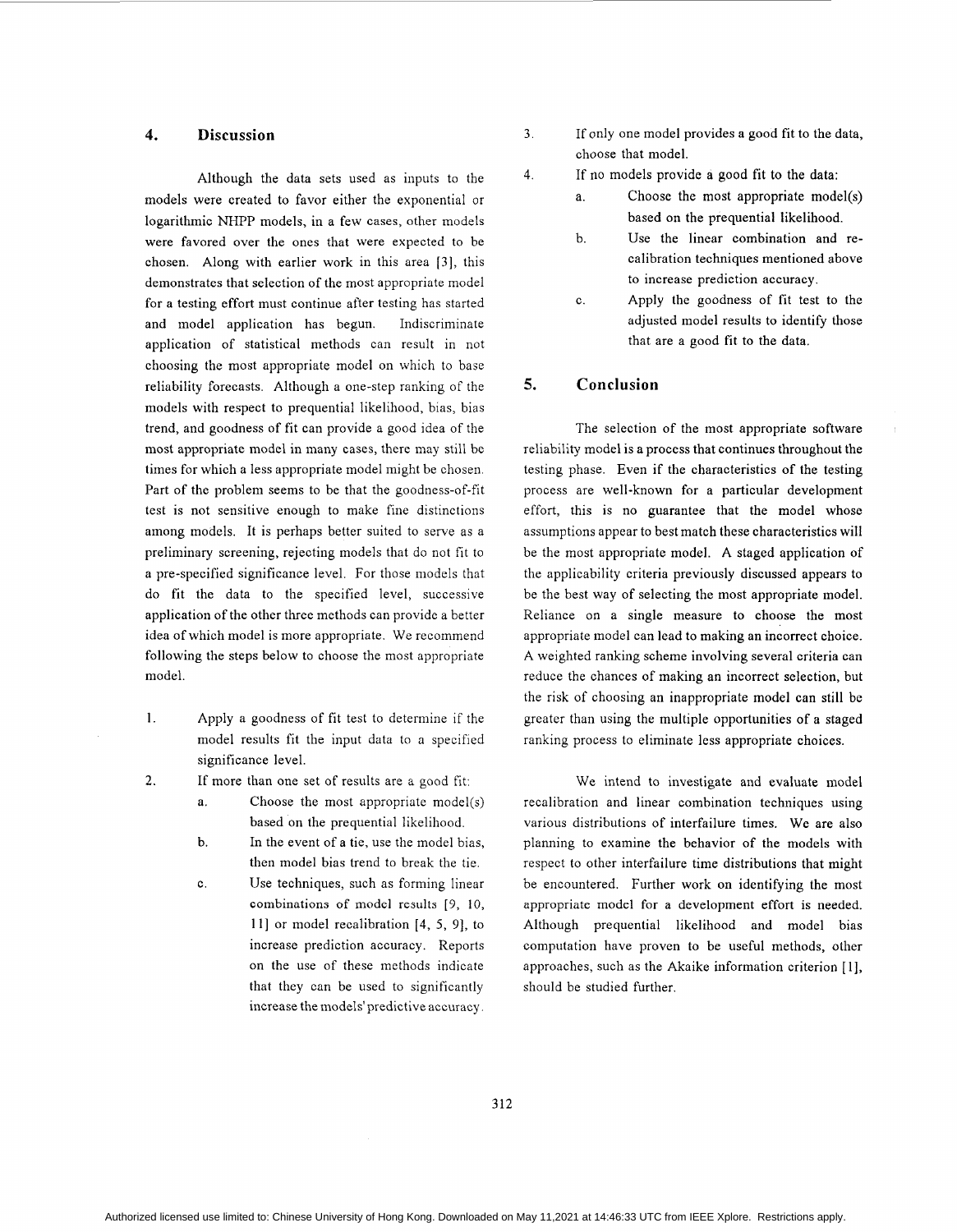## 4. Discussion

Although the data sets used as inputs to the models were created to favor either the exponential or logarithmic NHPP models, in a few cases, other models were favored over the ones that were expected to be chosen. Along with earlier work in this area [3], this demonstrates that selection of the most appropriate model for a testing effort must continue after testing has started and model application has begun. Indiscriminate application of statistical methods can result in not choosing the most appropriate model on which to base reliability forecasts. Although a one-step ranking of the models with respect to prequential likelihood, bias, bias trend, and goodness of fit can provide a good idea of the most appropriate model in many cases, there may still be times for which a less appropriate model might be chosen. Part of the problem seems to be that the goodness-of-fit test is not sensitive enough to make fine distinctions among models. It is perhaps better suited to serve as a preliminary screening, rejecting models that do not fit to a pre-specified significance level. For those models that do fit the data to the specified level, successive application of the other three methods can provide a better idea of which model is more appropriate. We recommend following the steps below to choose the most appropriate model.

1. Apply a goodness of fit test to determine if the model results fit the input data to a specified significance level.
2. If more than one set of results are a good fit:
   a. Choose the most appropriate model(s) based on the prequential likelihood.
   b. In the event of a tie, use the model bias, then model bias trend to break the tie.
   c. Use techniques, such as forming linear combinations of model results [9, 10, 11] or model recalibration [4, 5, 9], to increase prediction accuracy. Reports on the use of these methods indicate that they can be used to significantly increase the models' predictive accuracy.
3. If only one model provides a good fit to the data, choose that model.
4. If no models provide a good fit to the data:
   a. Choose the most appropriate model(s) based on the prequential likelihood.
   b. Use the linear combination and re-calibration techniques mentioned above to increase prediction accuracy.
   c. Apply the goodness of fit test to the adjusted model results to identify those that are a good fit to the data.

## 5. Conclusion

The selection of the most appropriate software reliability model is a process that continues throughout the testing phase. Even if the characteristics of the testing process are well-known for a particular development effort, this is no guarantee that the model whose assumptions appear to best match these characteristics will be the most appropriate model. A staged application of the applicability criteria previously discussed appears to be the best way of selecting the most appropriate model. Reliance on a single measure to choose the most appropriate model can lead to making an incorrect choice. A weighted ranking scheme involving several criteria can reduce the chances of making an incorrect selection, but the risk of choosing an inappropriate model can still be greater than using the multiple opportunities of a staged ranking process to eliminate less appropriate choices.

We intend to investigate and evaluate model recalibration and linear combination techniques using various distributions of interfailure times. We are also planning to examine the behavior of the models with respect to other interfailure time distributions that might be encountered. Further work on identifying the most appropriate model for a development effort is needed. Although prequential likelihood and model bias computation have proven to be useful methods, other approaches, such as the Akaike information criterion [1], should be studied further.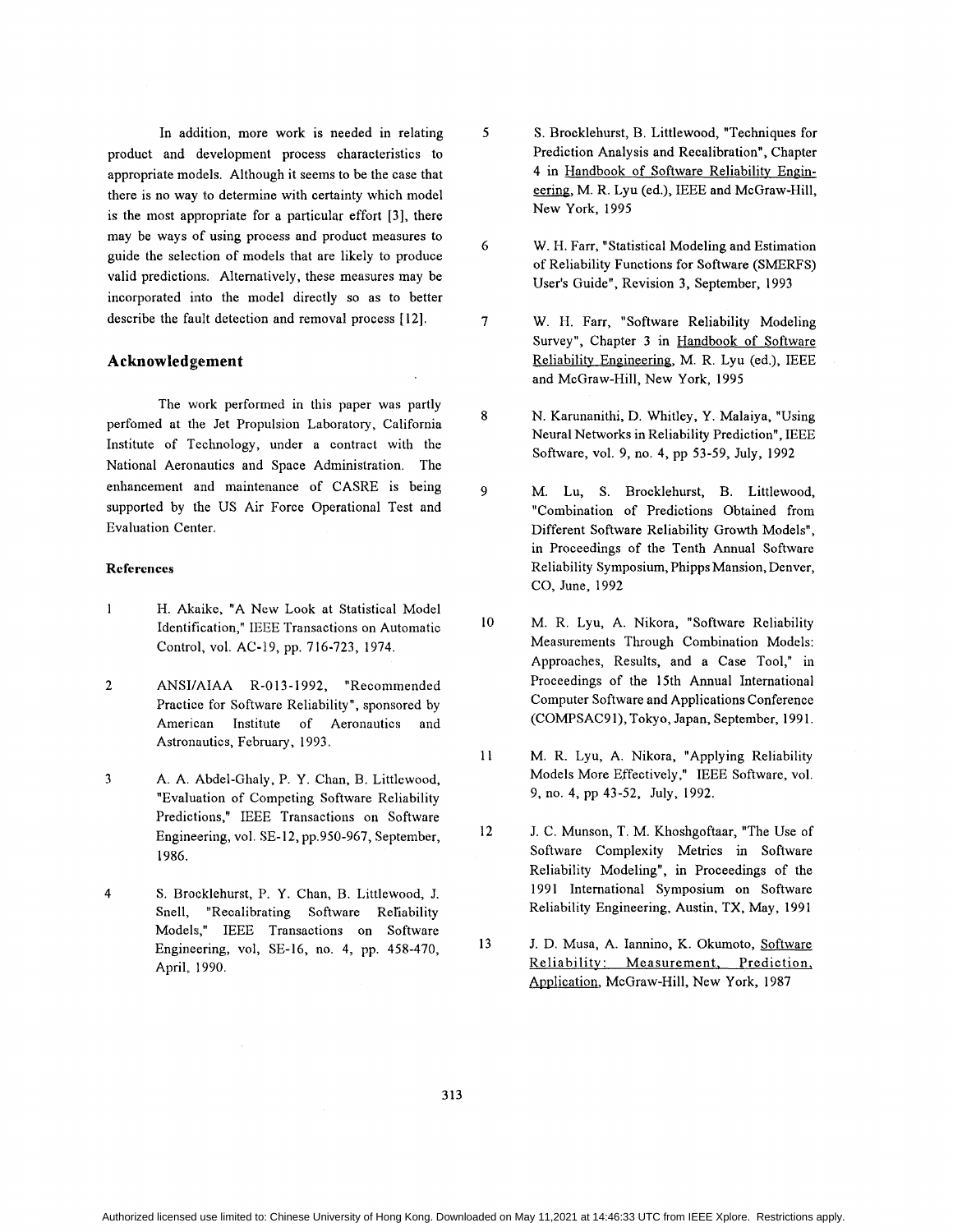In addition, more work is needed in relating product and development process characteristics to appropriate models. Although it seems to be the case that there is no way to determine with certainty which model is the most appropriate for a particular effort [3], there may be ways of using process and product measures to guide the selection of models that are likely to produce valid predictions. Alternatively, these measures may be incorporated into the model directly so as to better describe the fault detection and removal process [12].

## Acknowledgement

The work performed in this paper was partly perfomed at the Jet Propulsion Laboratory, California Institute of Technology, under a contract with the National Aeronautics and Space Administration. The enhancement and maintenance of CASRE is being supported by the US Air Force Operational Test and Evaluation Center.

### References

1. H. Akaike, "A New Look at Statistical Model Identification," IEEE Transactions on Automatic Control, vol. AC-19, pp. 716-723, 1974.

2. ANSI/AIAA R-013-1992, "Recommended Practice for Software Reliability", sponsored by American Institute of Aeronautics and Astronautics, February, 1993.

3. A. A. Abdel-Ghaly, P. Y. Chan, B. Littlewood, "Evaluation of Competing Software Reliability Predictions," IEEE Transactions on Software Engineering, vol. SE-12, pp.950-967, September, 1986.

4. S. Brocklehurst, P. Y. Chan, B. Littlewood, J. Snell, "Recalibrating Software Reliability Models," IEEE Transactions on Software Engineering, vol, SE-16, no. 4, pp. 458-470, April, 1990.

5. S. Brocklehurst, B. Littlewood, "Techniques for Prediction Analysis and Recalibration", Chapter 4 in Handbook of Software Reliability Engineering, M. R. Lyu (ed.), IEEE and McGraw-Hill, New York, 1995

6. W. H. Farr, "Statistical Modeling and Estimation of Reliability Functions for Software (SMERFS) User's Guide", Revision 3, September, 1993

7. W. H. Farr, "Software Reliability Modeling Survey", Chapter 3 in Handbook of Software Reliability Engineering, M. R. Lyu (ed.), IEEE and McGraw-Hill, New York, 1995

8. N. Karunanithi, D. Whitley, Y. Malaiya, "Using Neural Networks in Reliability Prediction", IEEE Software, vol. 9, no. 4, pp 53-59, July, 1992

9. M. Lu, S. Brocklehurst, B. Littlewood, "Combination of Predictions Obtained from Different Software Reliability Growth Models", in Proceedings of the Tenth Annual Software Reliability Symposium, Phipps Mansion, Denver, CO, June, 1992

10. M. R. Lyu, A. Nikora, "Software Reliability Measurements Through Combination Models: Approaches, Results, and a Case Tool," in Proceedings of the 15th Annual International Computer Software and Applications Conference (COMPSAC91), Tokyo, Japan, September, 1991.

11. M. R. Lyu, A. Nikora, "Applying Reliability Models More Effectively," IEEE Software, vol. 9, no. 4, pp 43-52, July, 1992.

12. J. C. Munson, T. M. Khoshgoftaar, "The Use of Software Complexity Metrics in Software Reliability Modeling", in Proceedings of the 1991 International Symposium on Software Reliability Engineering, Austin, TX, May, 1991

13. J. D. Musa, A. Iannino, K. Okumoto, Software Reliability: Measurement, Prediction, Application, McGraw-Hill, New York, 1987